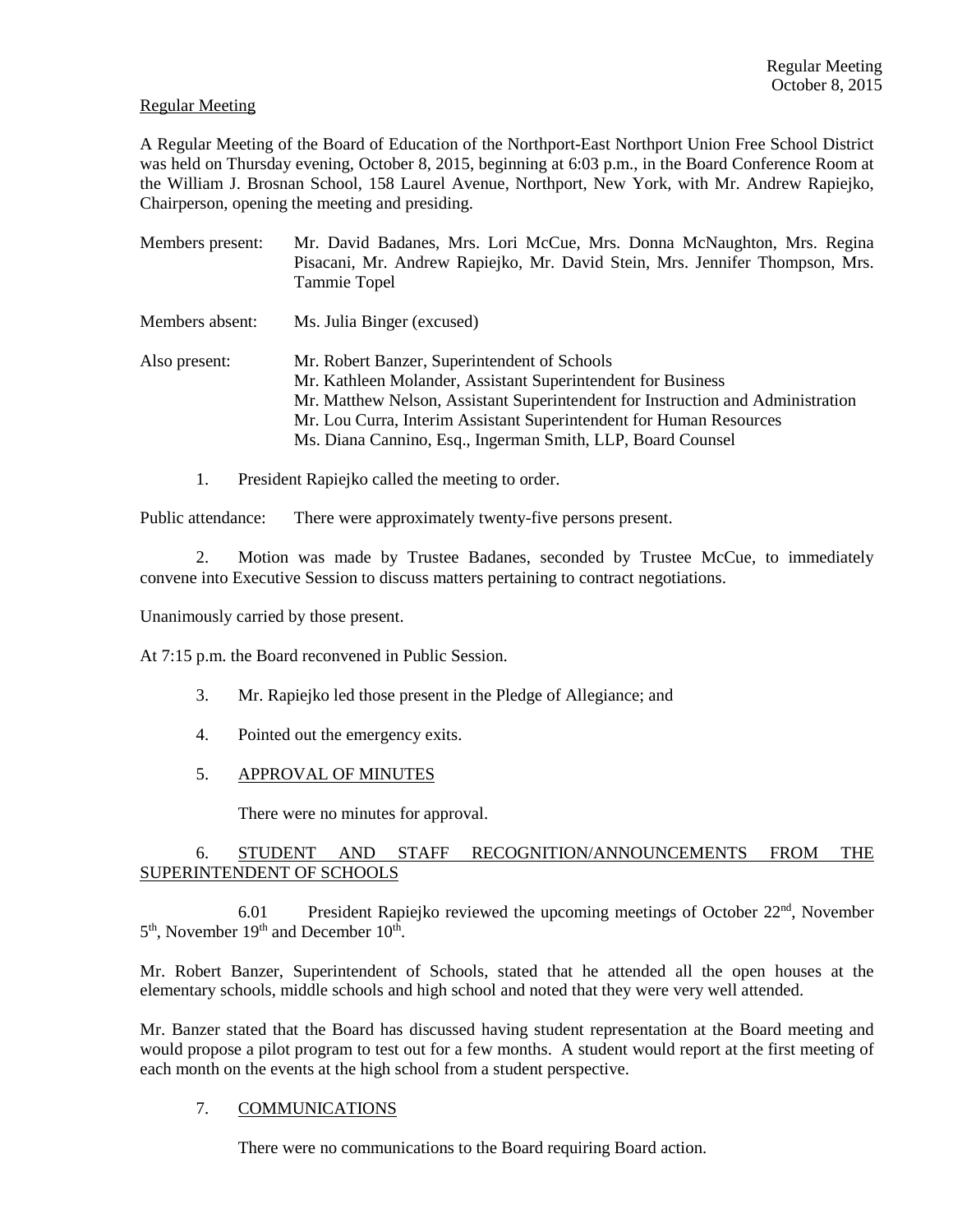Regular Meeting

A Regular Meeting of the Board of Education of the Northport-East Northport Union Free School District was held on Thursday evening, October 8, 2015, beginning at 6:03 p.m., in the Board Conference Room at the William J. Brosnan School, 158 Laurel Avenue, Northport, New York, with Mr. Andrew Rapiejko, Chairperson, opening the meeting and presiding.

Members present: Mr. David Badanes, Mrs. Lori McCue, Mrs. Donna McNaughton, Mrs. Regina Pisacani, Mr. Andrew Rapiejko, Mr. David Stein, Mrs. Jennifer Thompson, Mrs. Tammie Topel

Members absent: Ms. Julia Binger (excused)

Also present: Mr. Robert Banzer, Superintendent of Schools
Mr. Kathleen Molander, Assistant Superintendent for Business
Mr. Matthew Nelson, Assistant Superintendent for Instruction and Administration
Mr. Lou Curra, Interim Assistant Superintendent for Human Resources
Ms. Diana Cannino, Esq., Ingerman Smith, LLP, Board Counsel

1. President Rapiejko called the meeting to order.

Public attendance: There were approximately twenty-five persons present.

2. Motion was made by Trustee Badanes, seconded by Trustee McCue, to immediately convene into Executive Session to discuss matters pertaining to contract negotiations.

Unanimously carried by those present.

At 7:15 p.m. the Board reconvened in Public Session.

3. Mr. Rapiejko led those present in the Pledge of Allegiance; and

4. Pointed out the emergency exits.

5. APPROVAL OF MINUTES

There were no minutes for approval.

6. STUDENT AND STAFF RECOGNITION/ANNOUNCEMENTS FROM THE SUPERINTENDENT OF SCHOOLS

6.01 President Rapiejko reviewed the upcoming meetings of October 22nd, November 5th, November 19th and December 10th.

Mr. Robert Banzer, Superintendent of Schools, stated that he attended all the open houses at the elementary schools, middle schools and high school and noted that they were very well attended.

Mr. Banzer stated that the Board has discussed having student representation at the Board meeting and would propose a pilot program to test out for a few months. A student would report at the first meeting of each month on the events at the high school from a student perspective.

7. COMMUNICATIONS

There were no communications to the Board requiring Board action.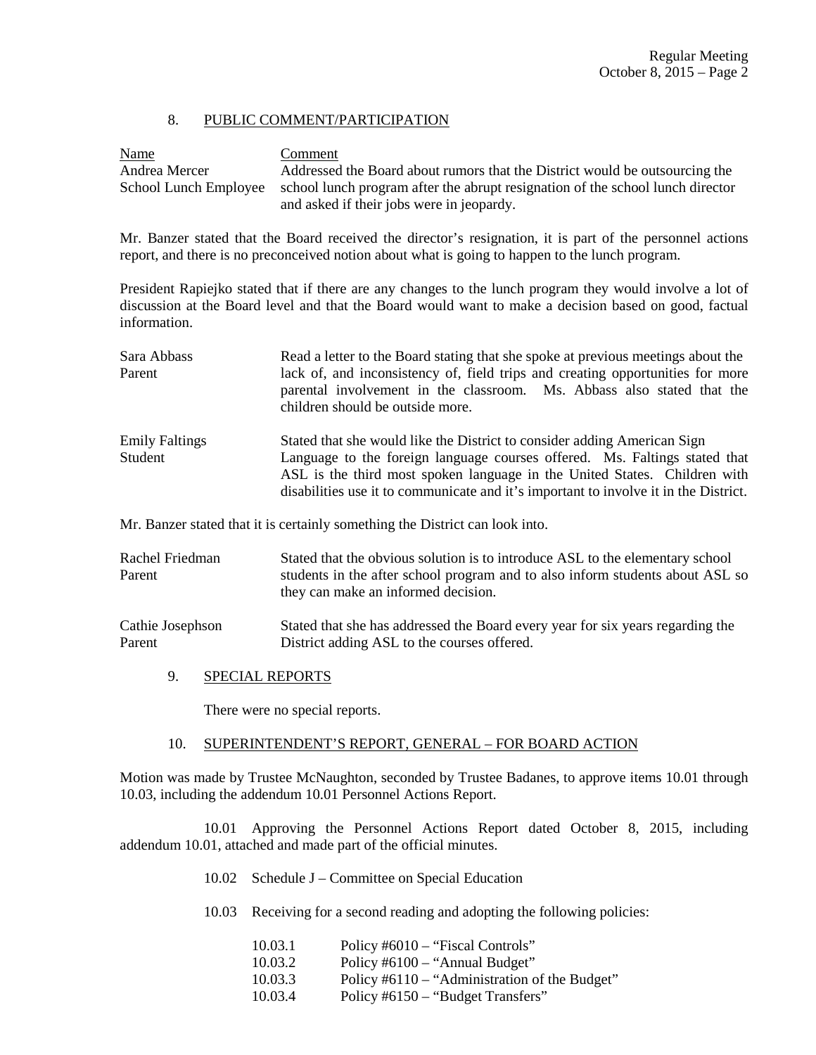## 8. PUBLIC COMMENT/PARTICIPATION

| Name | Comment |
|---|---|
| Andrea Mercer<br>School Lunch Employee | Addressed the Board about rumors that the District would be outsourcing the school lunch program after the abrupt resignation of the school lunch director and asked if their jobs were in jeopardy. |

Mr. Banzer stated that the Board received the director's resignation, it is part of the personnel actions report, and there is no preconceived notion about what is going to happen to the lunch program.

President Rapiejko stated that if there are any changes to the lunch program they would involve a lot of discussion at the Board level and that the Board would want to make a decision based on good, factual information.

| Name | Comment |
|---|---|
| Sara Abbass<br>Parent | Read a letter to the Board stating that she spoke at previous meetings about the lack of, and inconsistency of, field trips and creating opportunities for more parental involvement in the classroom. Ms. Abbass also stated that the children should be outside more. |
| Emily Faltings<br>Student | Stated that she would like the District to consider adding American Sign Language to the foreign language courses offered. Ms. Faltings stated that ASL is the third most spoken language in the United States. Children with disabilities use it to communicate and it's important to involve it in the District. |

Mr. Banzer stated that it is certainly something the District can look into.

| Name | Comment |
|---|---|
| Rachel Friedman<br>Parent | Stated that the obvious solution is to introduce ASL to the elementary school students in the after school program and to also inform students about ASL so they can make an informed decision. |
| Cathie Josephson<br>Parent | Stated that she has addressed the Board every year for six years regarding the District adding ASL to the courses offered. |

## 9. SPECIAL REPORTS

There were no special reports.

## 10. SUPERINTENDENT'S REPORT, GENERAL – FOR BOARD ACTION

Motion was made by Trustee McNaughton, seconded by Trustee Badanes, to approve items 10.01 through 10.03, including the addendum 10.01 Personnel Actions Report.

10.01 Approving the Personnel Actions Report dated October 8, 2015, including addendum 10.01, attached and made part of the official minutes.

10.02 Schedule J – Committee on Special Education

10.03 Receiving for a second reading and adopting the following policies:

- 10.03.1 Policy #6010 – "Fiscal Controls"
- 10.03.2 Policy #6100 – "Annual Budget"
- 10.03.3 Policy #6110 – "Administration of the Budget"
- 10.03.4 Policy #6150 – "Budget Transfers"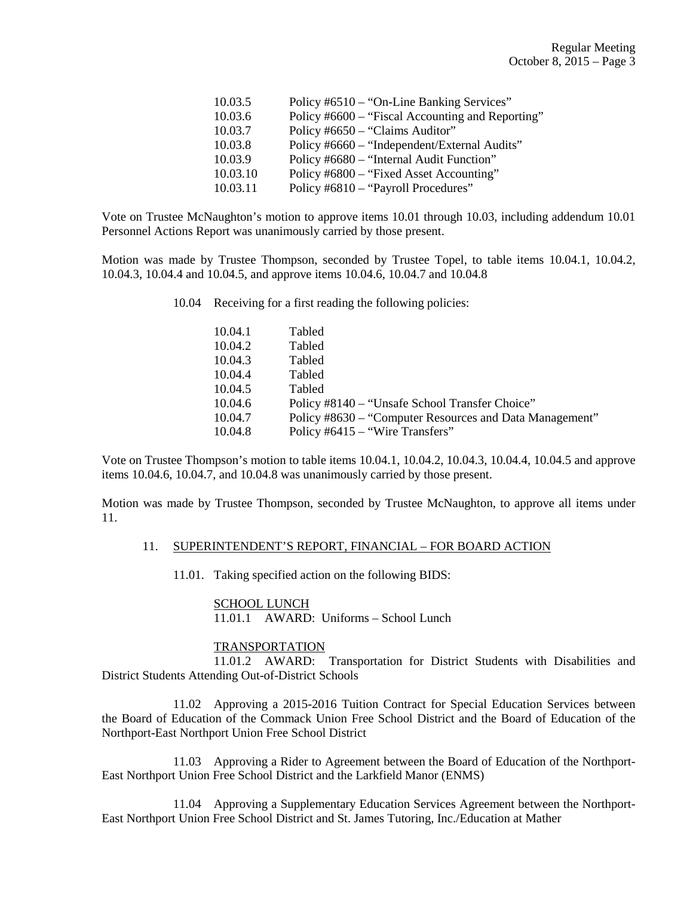| | |
|---|---|
| 10.03.5 | Policy #6510 – "On-Line Banking Services" |
| 10.03.6 | Policy #6600 – "Fiscal Accounting and Reporting" |
| 10.03.7 | Policy #6650 – "Claims Auditor" |
| 10.03.8 | Policy #6660 – "Independent/External Audits" |
| 10.03.9 | Policy #6680 – "Internal Audit Function" |
| 10.03.10 | Policy #6800 – "Fixed Asset Accounting" |
| 10.03.11 | Policy #6810 – "Payroll Procedures" |

Vote on Trustee McNaughton's motion to approve items 10.01 through 10.03, including addendum 10.01 Personnel Actions Report was unanimously carried by those present.

Motion was made by Trustee Thompson, seconded by Trustee Topel, to table items 10.04.1, 10.04.2, 10.04.3, 10.04.4 and 10.04.5, and approve items 10.04.6, 10.04.7 and 10.04.8

10.04 Receiving for a first reading the following policies:

| | |
|---|---|
| 10.04.1 | Tabled |
| 10.04.2 | Tabled |
| 10.04.3 | Tabled |
| 10.04.4 | Tabled |
| 10.04.5 | Tabled |
| 10.04.6 | Policy #8140 – "Unsafe School Transfer Choice" |
| 10.04.7 | Policy #8630 – "Computer Resources and Data Management" |
| 10.04.8 | Policy #6415 – "Wire Transfers" |

Vote on Trustee Thompson's motion to table items 10.04.1, 10.04.2, 10.04.3, 10.04.4, 10.04.5 and approve items 10.04.6, 10.04.7, and 10.04.8 was unanimously carried by those present.

Motion was made by Trustee Thompson, seconded by Trustee McNaughton, to approve all items under 11.

11. SUPERINTENDENT'S REPORT, FINANCIAL – FOR BOARD ACTION

11.01. Taking specified action on the following BIDS:

SCHOOL LUNCH
11.01.1 AWARD: Uniforms – School Lunch

TRANSPORTATION
11.01.2 AWARD: Transportation for District Students with Disabilities and District Students Attending Out-of-District Schools

11.02 Approving a 2015-2016 Tuition Contract for Special Education Services between the Board of Education of the Commack Union Free School District and the Board of Education of the Northport-East Northport Union Free School District

11.03 Approving a Rider to Agreement between the Board of Education of the Northport-East Northport Union Free School District and the Larkfield Manor (ENMS)

11.04 Approving a Supplementary Education Services Agreement between the Northport-East Northport Union Free School District and St. James Tutoring, Inc./Education at Mather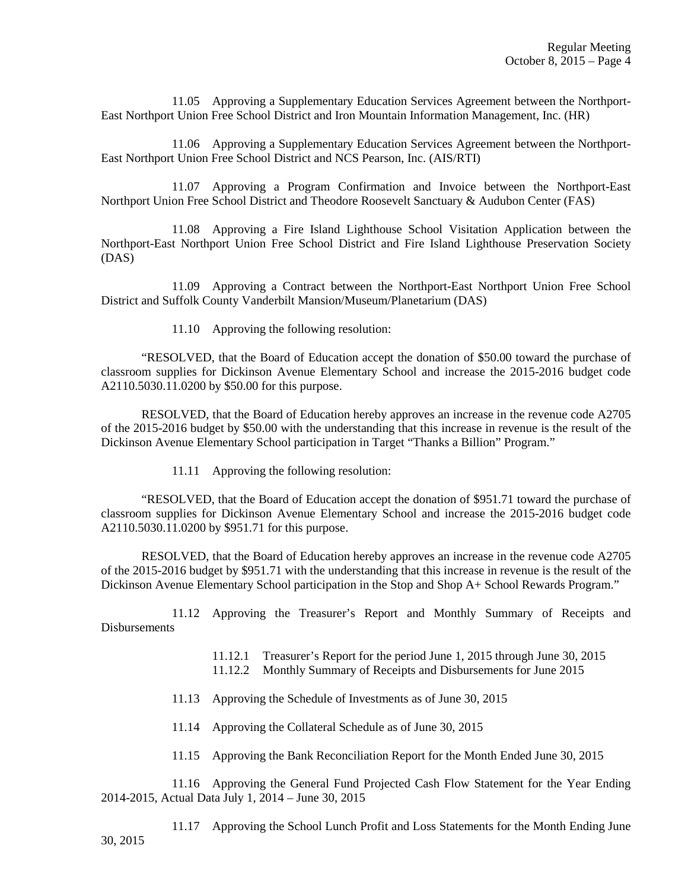11.05 Approving a Supplementary Education Services Agreement between the Northport-East Northport Union Free School District and Iron Mountain Information Management, Inc. (HR)

11.06 Approving a Supplementary Education Services Agreement between the Northport-East Northport Union Free School District and NCS Pearson, Inc. (AIS/RTI)

11.07 Approving a Program Confirmation and Invoice between the Northport-East Northport Union Free School District and Theodore Roosevelt Sanctuary & Audubon Center (FAS)

11.08 Approving a Fire Island Lighthouse School Visitation Application between the Northport-East Northport Union Free School District and Fire Island Lighthouse Preservation Society (DAS)

11.09 Approving a Contract between the Northport-East Northport Union Free School District and Suffolk County Vanderbilt Mansion/Museum/Planetarium (DAS)

11.10 Approving the following resolution:

"RESOLVED, that the Board of Education accept the donation of $50.00 toward the purchase of classroom supplies for Dickinson Avenue Elementary School and increase the 2015-2016 budget code A2110.5030.11.0200 by $50.00 for this purpose.

RESOLVED, that the Board of Education hereby approves an increase in the revenue code A2705 of the 2015-2016 budget by $50.00 with the understanding that this increase in revenue is the result of the Dickinson Avenue Elementary School participation in Target "Thanks a Billion" Program."

11.11 Approving the following resolution:

"RESOLVED, that the Board of Education accept the donation of $951.71 toward the purchase of classroom supplies for Dickinson Avenue Elementary School and increase the 2015-2016 budget code A2110.5030.11.0200 by $951.71 for this purpose.

RESOLVED, that the Board of Education hereby approves an increase in the revenue code A2705 of the 2015-2016 budget by $951.71 with the understanding that this increase in revenue is the result of the Dickinson Avenue Elementary School participation in the Stop and Shop A+ School Rewards Program."

11.12 Approving the Treasurer's Report and Monthly Summary of Receipts and Disbursements

11.12.1 Treasurer's Report for the period June 1, 2015 through June 30, 2015
11.12.2 Monthly Summary of Receipts and Disbursements for June 2015

11.13 Approving the Schedule of Investments as of June 30, 2015

11.14 Approving the Collateral Schedule as of June 30, 2015

11.15 Approving the Bank Reconciliation Report for the Month Ended June 30, 2015

11.16 Approving the General Fund Projected Cash Flow Statement for the Year Ending 2014-2015, Actual Data July 1, 2014 – June 30, 2015

11.17 Approving the School Lunch Profit and Loss Statements for the Month Ending June 30, 2015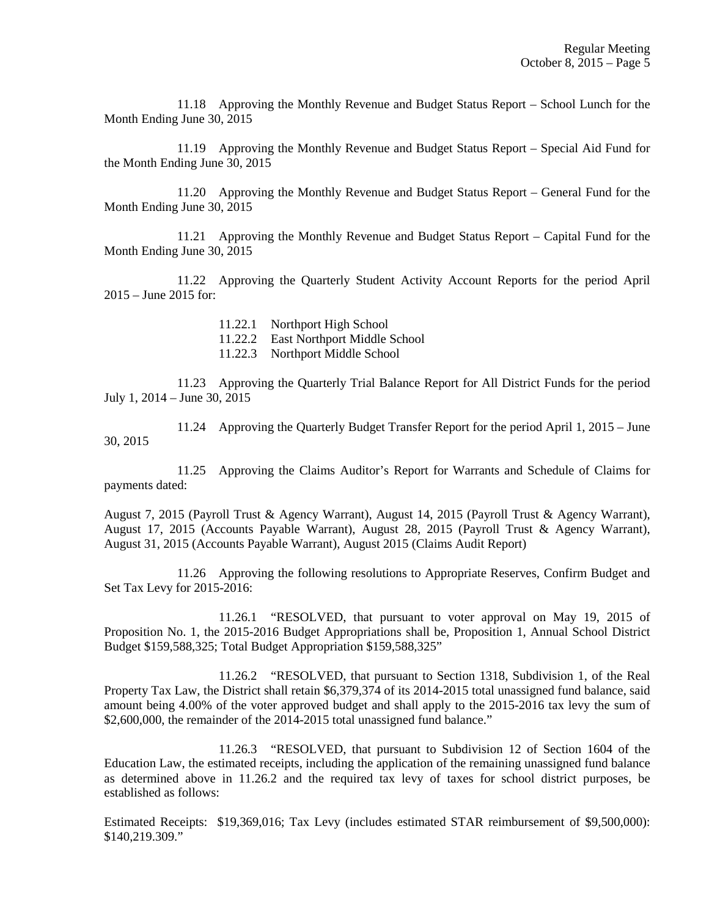11.18 Approving the Monthly Revenue and Budget Status Report – School Lunch for the Month Ending June 30, 2015

11.19 Approving the Monthly Revenue and Budget Status Report – Special Aid Fund for the Month Ending June 30, 2015

11.20 Approving the Monthly Revenue and Budget Status Report – General Fund for the Month Ending June 30, 2015

11.21 Approving the Monthly Revenue and Budget Status Report – Capital Fund for the Month Ending June 30, 2015

11.22 Approving the Quarterly Student Activity Account Reports for the period April 2015 – June 2015 for:

- 11.22.1 Northport High School
- 11.22.2 East Northport Middle School
- 11.22.3 Northport Middle School

11.23 Approving the Quarterly Trial Balance Report for All District Funds for the period July 1, 2014 – June 30, 2015

11.24 Approving the Quarterly Budget Transfer Report for the period April 1, 2015 – June 30, 2015

11.25 Approving the Claims Auditor's Report for Warrants and Schedule of Claims for payments dated:

August 7, 2015 (Payroll Trust & Agency Warrant), August 14, 2015 (Payroll Trust & Agency Warrant), August 17, 2015 (Accounts Payable Warrant), August 28, 2015 (Payroll Trust & Agency Warrant), August 31, 2015 (Accounts Payable Warrant), August 2015 (Claims Audit Report)

11.26 Approving the following resolutions to Appropriate Reserves, Confirm Budget and Set Tax Levy for 2015-2016:

11.26.1 "RESOLVED, that pursuant to voter approval on May 19, 2015 of Proposition No. 1, the 2015-2016 Budget Appropriations shall be, Proposition 1, Annual School District Budget $159,588,325; Total Budget Appropriation $159,588,325"

11.26.2 "RESOLVED, that pursuant to Section 1318, Subdivision 1, of the Real Property Tax Law, the District shall retain $6,379,374 of its 2014-2015 total unassigned fund balance, said amount being 4.00% of the voter approved budget and shall apply to the 2015-2016 tax levy the sum of $2,600,000, the remainder of the 2014-2015 total unassigned fund balance."

11.26.3 "RESOLVED, that pursuant to Subdivision 12 of Section 1604 of the Education Law, the estimated receipts, including the application of the remaining unassigned fund balance as determined above in 11.26.2 and the required tax levy of taxes for school district purposes, be established as follows:

Estimated Receipts: $19,369,016; Tax Levy (includes estimated STAR reimbursement of $9,500,000): $140,219.309."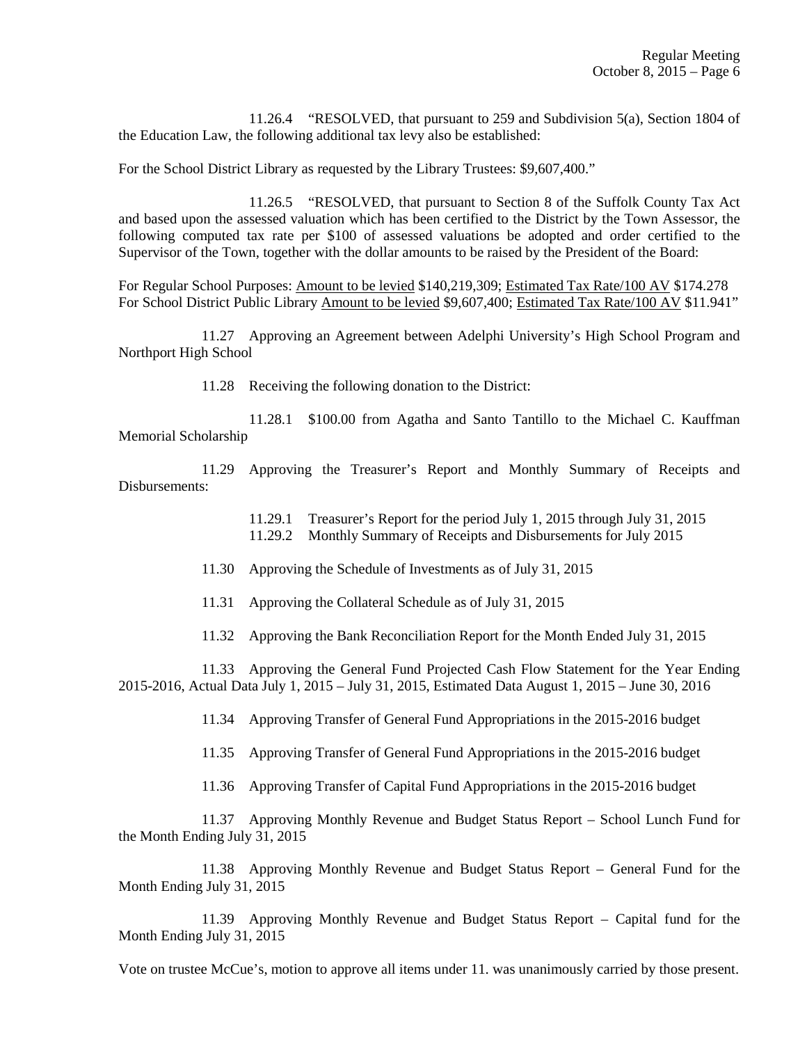11.26.4 "RESOLVED, that pursuant to 259 and Subdivision 5(a), Section 1804 of the Education Law, the following additional tax levy also be established:

For the School District Library as requested by the Library Trustees: $9,607,400."

11.26.5 "RESOLVED, that pursuant to Section 8 of the Suffolk County Tax Act and based upon the assessed valuation which has been certified to the District by the Town Assessor, the following computed tax rate per $100 of assessed valuations be adopted and order certified to the Supervisor of the Town, together with the dollar amounts to be raised by the President of the Board:

For Regular School Purposes: Amount to be levied $140,219,309; Estimated Tax Rate/100 AV $174.278
For School District Public Library Amount to be levied $9,607,400; Estimated Tax Rate/100 AV $11.941"

11.27 Approving an Agreement between Adelphi University's High School Program and Northport High School

11.28 Receiving the following donation to the District:

11.28.1 $100.00 from Agatha and Santo Tantillo to the Michael C. Kauffman Memorial Scholarship

11.29 Approving the Treasurer's Report and Monthly Summary of Receipts and Disbursements:

11.29.1 Treasurer's Report for the period July 1, 2015 through July 31, 2015
11.29.2 Monthly Summary of Receipts and Disbursements for July 2015

11.30 Approving the Schedule of Investments as of July 31, 2015

11.31 Approving the Collateral Schedule as of July 31, 2015

11.32 Approving the Bank Reconciliation Report for the Month Ended July 31, 2015

11.33 Approving the General Fund Projected Cash Flow Statement for the Year Ending 2015-2016, Actual Data July 1, 2015 – July 31, 2015, Estimated Data August 1, 2015 – June 30, 2016

11.34 Approving Transfer of General Fund Appropriations in the 2015-2016 budget

11.35 Approving Transfer of General Fund Appropriations in the 2015-2016 budget

11.36 Approving Transfer of Capital Fund Appropriations in the 2015-2016 budget

11.37 Approving Monthly Revenue and Budget Status Report – School Lunch Fund for the Month Ending July 31, 2015

11.38 Approving Monthly Revenue and Budget Status Report – General Fund for the Month Ending July 31, 2015

11.39 Approving Monthly Revenue and Budget Status Report – Capital fund for the Month Ending July 31, 2015

Vote on trustee McCue's, motion to approve all items under 11. was unanimously carried by those present.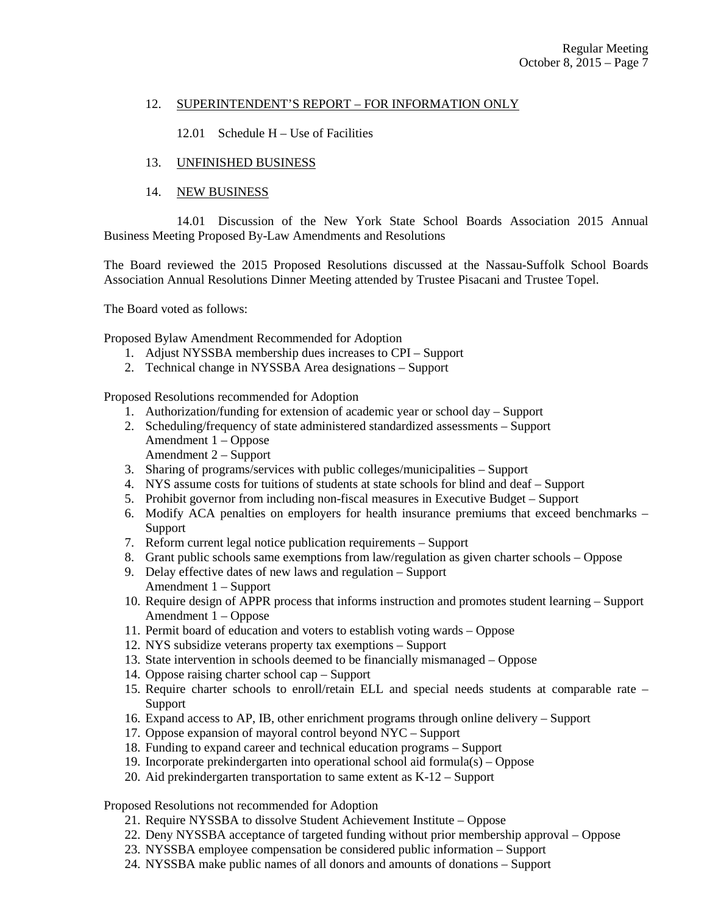12. SUPERINTENDENT'S REPORT – FOR INFORMATION ONLY

    12.01 Schedule H – Use of Facilities

13. UNFINISHED BUSINESS

14. NEW BUSINESS

    14.01 Discussion of the New York State School Boards Association 2015 Annual Business Meeting Proposed By-Law Amendments and Resolutions

The Board reviewed the 2015 Proposed Resolutions discussed at the Nassau-Suffolk School Boards Association Annual Resolutions Dinner Meeting attended by Trustee Pisacani and Trustee Topel.

The Board voted as follows:

Proposed Bylaw Amendment Recommended for Adoption

1. Adjust NYSSBA membership dues increases to CPI – Support
2. Technical change in NYSSBA Area designations – Support

Proposed Resolutions recommended for Adoption

1. Authorization/funding for extension of academic year or school day – Support
2. Scheduling/frequency of state administered standardized assessments – Support
   Amendment 1 – Oppose
   Amendment 2 – Support
3. Sharing of programs/services with public colleges/municipalities – Support
4. NYS assume costs for tuitions of students at state schools for blind and deaf – Support
5. Prohibit governor from including non-fiscal measures in Executive Budget – Support
6. Modify ACA penalties on employers for health insurance premiums that exceed benchmarks – Support
7. Reform current legal notice publication requirements – Support
8. Grant public schools same exemptions from law/regulation as given charter schools – Oppose
9. Delay effective dates of new laws and regulation – Support
   Amendment 1 – Support
10. Require design of APPR process that informs instruction and promotes student learning – Support
    Amendment 1 – Oppose
11. Permit board of education and voters to establish voting wards – Oppose
12. NYS subsidize veterans property tax exemptions – Support
13. State intervention in schools deemed to be financially mismanaged – Oppose
14. Oppose raising charter school cap – Support
15. Require charter schools to enroll/retain ELL and special needs students at comparable rate – Support
16. Expand access to AP, IB, other enrichment programs through online delivery – Support
17. Oppose expansion of mayoral control beyond NYC – Support
18. Funding to expand career and technical education programs – Support
19. Incorporate prekindergarten into operational school aid formula(s) – Oppose
20. Aid prekindergarten transportation to same extent as K-12 – Support

Proposed Resolutions not recommended for Adoption

21. Require NYSSBA to dissolve Student Achievement Institute – Oppose
22. Deny NYSSBA acceptance of targeted funding without prior membership approval – Oppose
23. NYSSBA employee compensation be considered public information – Support
24. NYSSBA make public names of all donors and amounts of donations – Support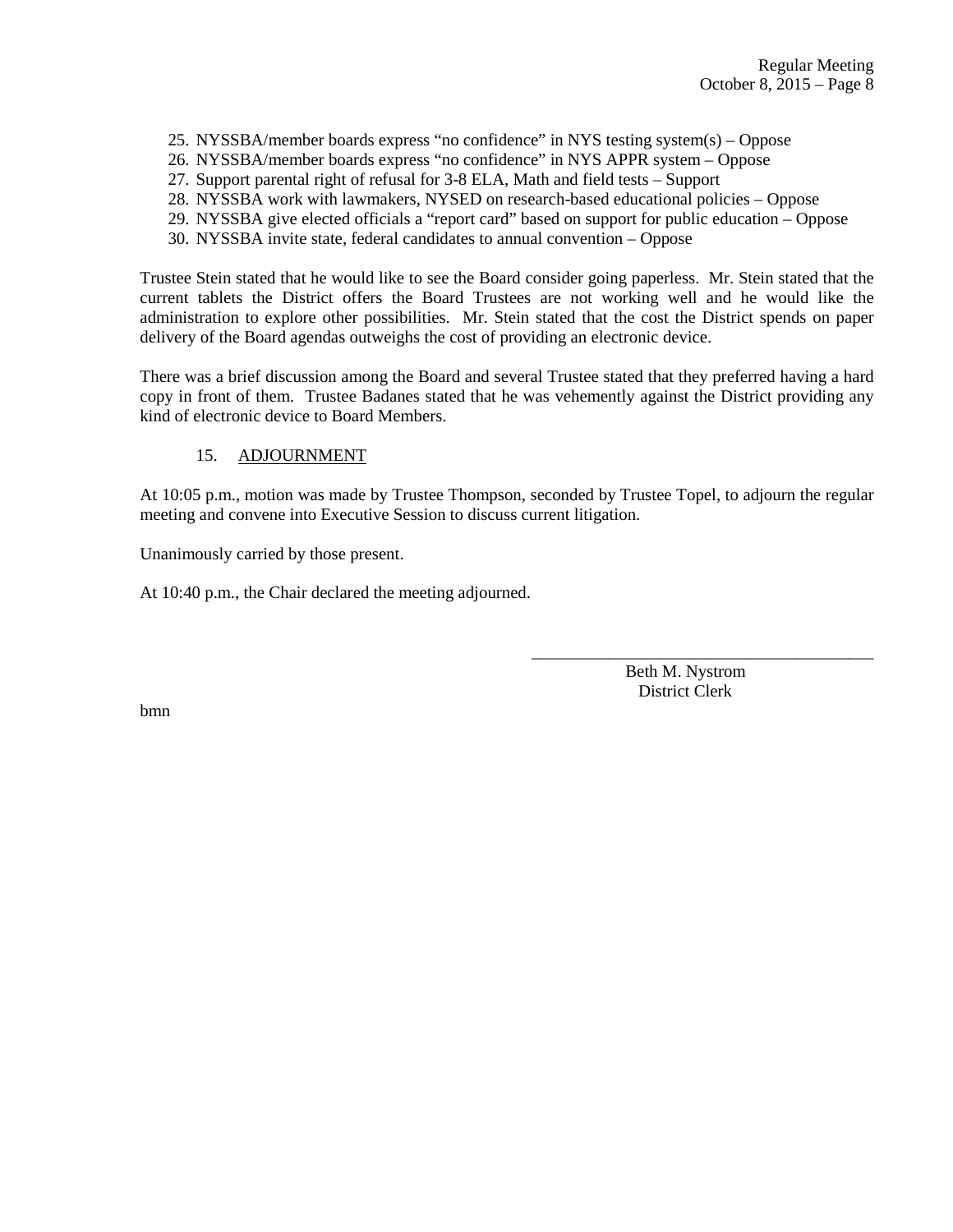25. NYSSBA/member boards express "no confidence" in NYS testing system(s) – Oppose
26. NYSSBA/member boards express "no confidence" in NYS APPR system – Oppose
27. Support parental right of refusal for 3-8 ELA, Math and field tests – Support
28. NYSSBA work with lawmakers, NYSED on research-based educational policies – Oppose
29. NYSSBA give elected officials a "report card" based on support for public education – Oppose
30. NYSSBA invite state, federal candidates to annual convention – Oppose

Trustee Stein stated that he would like to see the Board consider going paperless. Mr. Stein stated that the current tablets the District offers the Board Trustees are not working well and he would like the administration to explore other possibilities. Mr. Stein stated that the cost the District spends on paper delivery of the Board agendas outweighs the cost of providing an electronic device.

There was a brief discussion among the Board and several Trustee stated that they preferred having a hard copy in front of them. Trustee Badanes stated that he was vehemently against the District providing any kind of electronic device to Board Members.

## 15. ADJOURNMENT

At 10:05 p.m., motion was made by Trustee Thompson, seconded by Trustee Topel, to adjourn the regular meeting and convene into Executive Session to discuss current litigation.

Unanimously carried by those present.

At 10:40 p.m., the Chair declared the meeting adjourned.

\_\_\_\_\_\_\_\_\_\_\_\_\_\_\_\_\_\_\_\_\_\_\_\_\_\_\_\_\_\_\_\_\_\_\_\_\_\_\_\_

Beth M. Nystrom
District Clerk

bmn